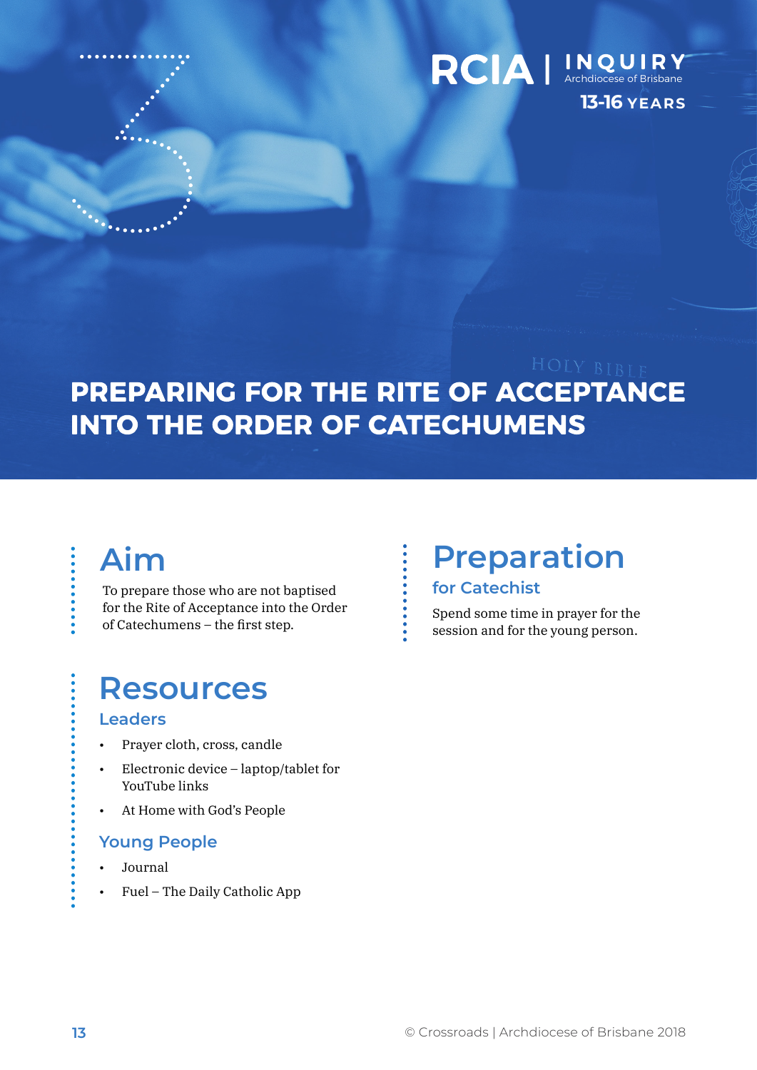RCIA | INQUIRY Archdiocese of Brisbane

13-16 YEARS

# PREPARING FOR THE RITE OF ACCEPTANCE INTO THE ORDER OF CATECHUMENS

## Aim

To prepare those who are not baptised for the Rite of Acceptance into the Order of Catechumens – the first step.

## Preparation

### for Catechist

Spend some time in prayer for the session and for the young person.

## Resources

### Leaders

- Prayer cloth, cross, candle
- Electronic device – laptop/tablet for YouTube links
- At Home with God's People

### Young People

- Journal
- Fuel – The Daily Catholic App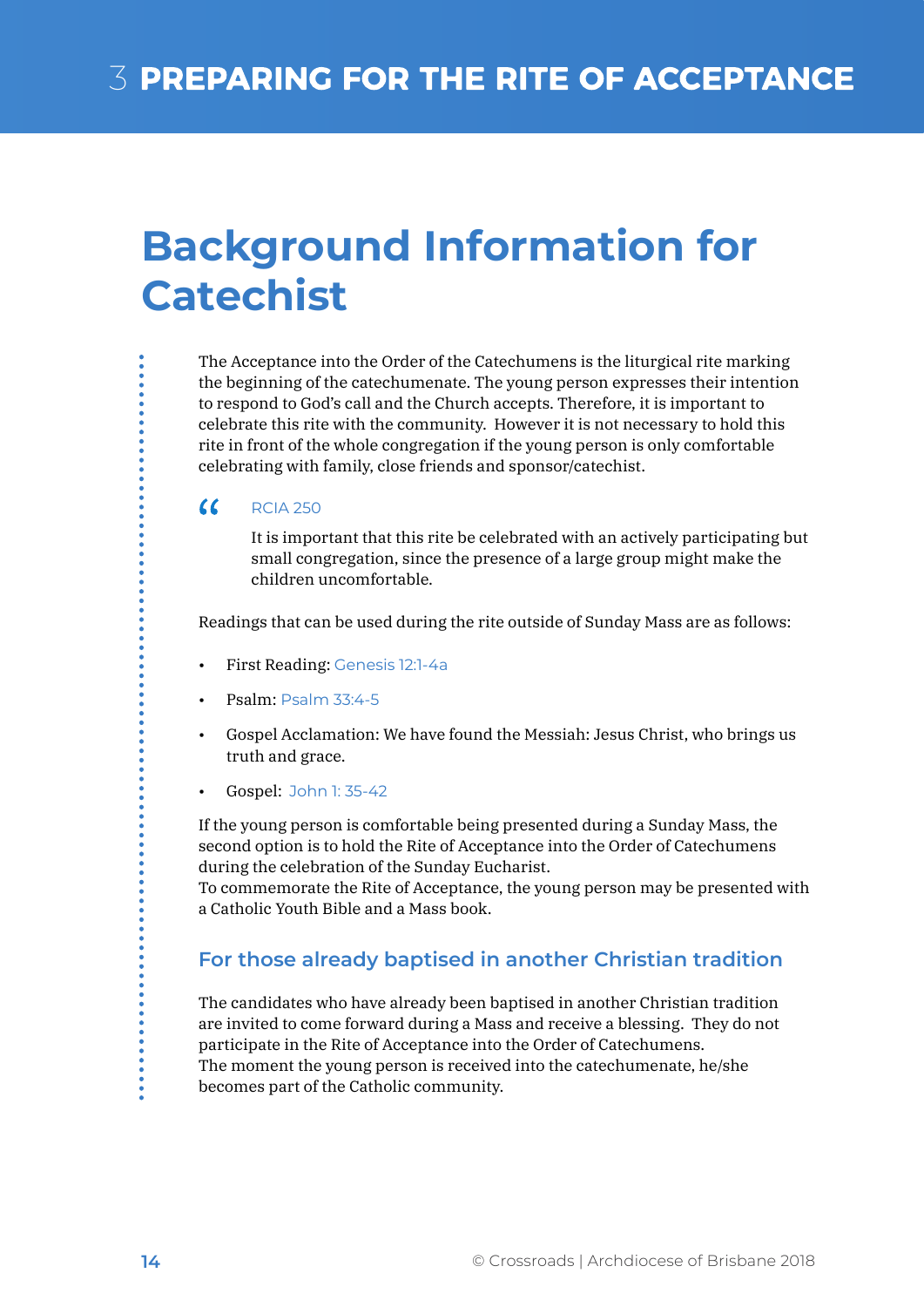# 3 PREPARING FOR THE RITE OF ACCEPTANCE

## Background Information for Catechist

The Acceptance into the Order of the Catechumens is the liturgical rite marking the beginning of the catechumenate. The young person expresses their intention to respond to God's call and the Church accepts. Therefore, it is important to celebrate this rite with the community. However it is not necessary to hold this rite in front of the whole congregation if the young person is only comfortable celebrating with family, close friends and sponsor/catechist.

> RCIA 250
>
> It is important that this rite be celebrated with an actively participating but small congregation, since the presence of a large group might make the children uncomfortable.

Readings that can be used during the rite outside of Sunday Mass are as follows:

- First Reading: Genesis 12:1-4a
- Psalm: Psalm 33:4-5
- Gospel Acclamation: We have found the Messiah: Jesus Christ, who brings us truth and grace.
- Gospel: John 1: 35-42

If the young person is comfortable being presented during a Sunday Mass, the second option is to hold the Rite of Acceptance into the Order of Catechumens during the celebration of the Sunday Eucharist.
To commemorate the Rite of Acceptance, the young person may be presented with a Catholic Youth Bible and a Mass book.

### For those already baptised in another Christian tradition

The candidates who have already been baptised in another Christian tradition are invited to come forward during a Mass and receive a blessing. They do not participate in the Rite of Acceptance into the Order of Catechumens.
The moment the young person is received into the catechumenate, he/she becomes part of the Catholic community.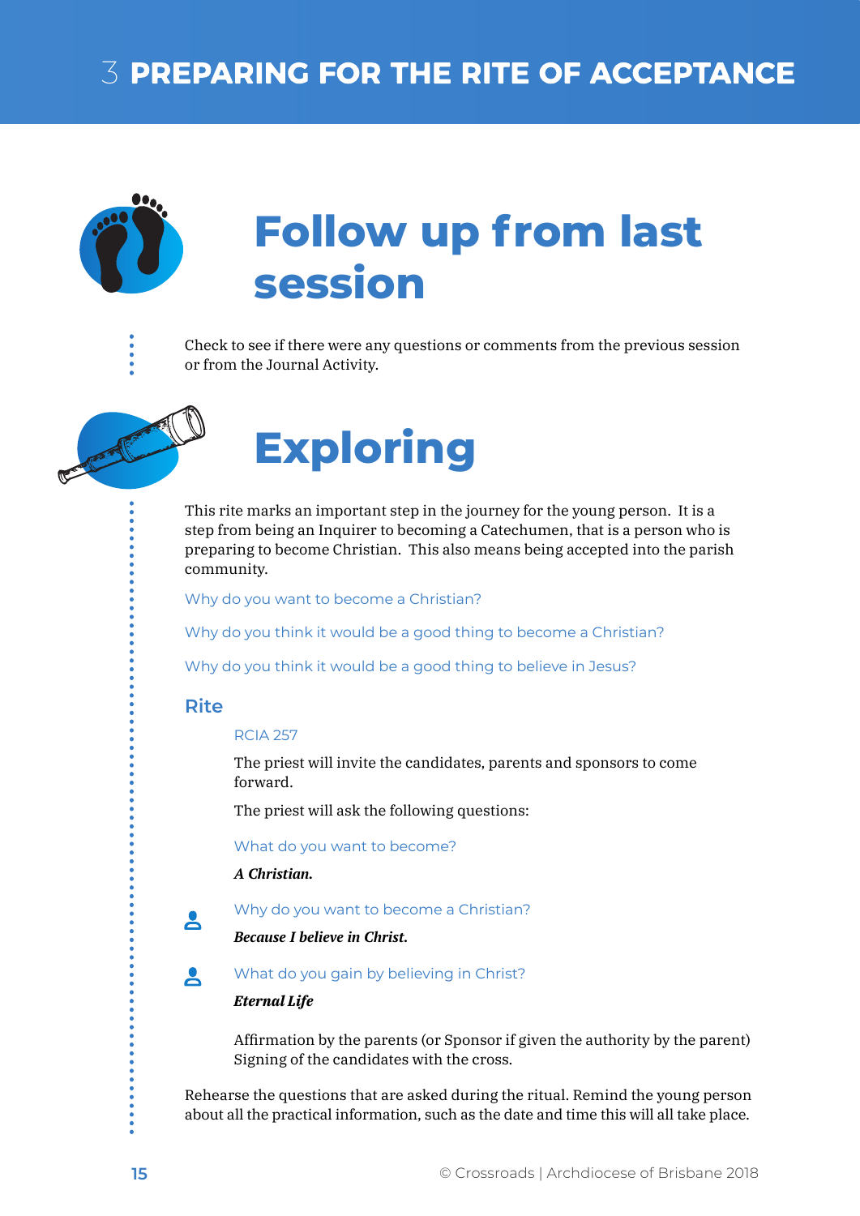# 3 PREPARING FOR THE RITE OF ACCEPTANCE

## Follow up from last session

Check to see if there were any questions or comments from the previous session or from the Journal Activity.

## Exploring

This rite marks an important step in the journey for the young person. It is a step from being an Inquirer to becoming a Catechumen, that is a person who is preparing to become Christian. This also means being accepted into the parish community.

Why do you want to become a Christian?

Why do you think it would be a good thing to become a Christian?

Why do you think it would be a good thing to believe in Jesus?

### Rite

RCIA 257

The priest will invite the candidates, parents and sponsors to come forward.

The priest will ask the following questions:

What do you want to become?

***A Christian.***

Why do you want to become a Christian?

***Because I believe in Christ.***

What do you gain by believing in Christ?

***Eternal Life***

Affirmation by the parents (or Sponsor if given the authority by the parent) Signing of the candidates with the cross.

Rehearse the questions that are asked during the ritual. Remind the young person about all the practical information, such as the date and time this will all take place.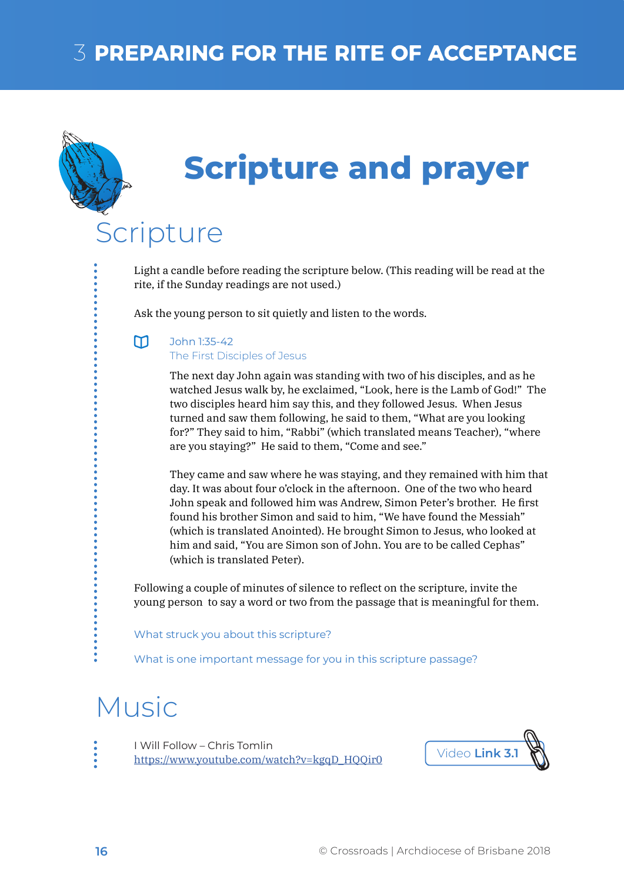# 3 PREPARING FOR THE RITE OF ACCEPTANCE

# Scripture and prayer

## Scripture

Light a candle before reading the scripture below. (This reading will be read at the rite, if the Sunday readings are not used.)

Ask the young person to sit quietly and listen to the words.

John 1:35-42
The First Disciples of Jesus

The next day John again was standing with two of his disciples, and as he watched Jesus walk by, he exclaimed, "Look, here is the Lamb of God!" The two disciples heard him say this, and they followed Jesus. When Jesus turned and saw them following, he said to them, "What are you looking for?" They said to him, "Rabbi" (which translated means Teacher), "where are you staying?" He said to them, "Come and see."

They came and saw where he was staying, and they remained with him that day. It was about four o'clock in the afternoon. One of the two who heard John speak and followed him was Andrew, Simon Peter's brother. He first found his brother Simon and said to him, "We have found the Messiah" (which is translated Anointed). He brought Simon to Jesus, who looked at him and said, "You are Simon son of John. You are to be called Cephas" (which is translated Peter).

Following a couple of minutes of silence to reflect on the scripture, invite the young person to say a word or two from the passage that is meaningful for them.

What struck you about this scripture?

What is one important message for you in this scripture passage?

## Music

I Will Follow – Chris Tomlin
https://www.youtube.com/watch?v=kgqD_HQQir0

Video **Link 3.1**

© Crossroads | Archdiocese of Brisbane 2018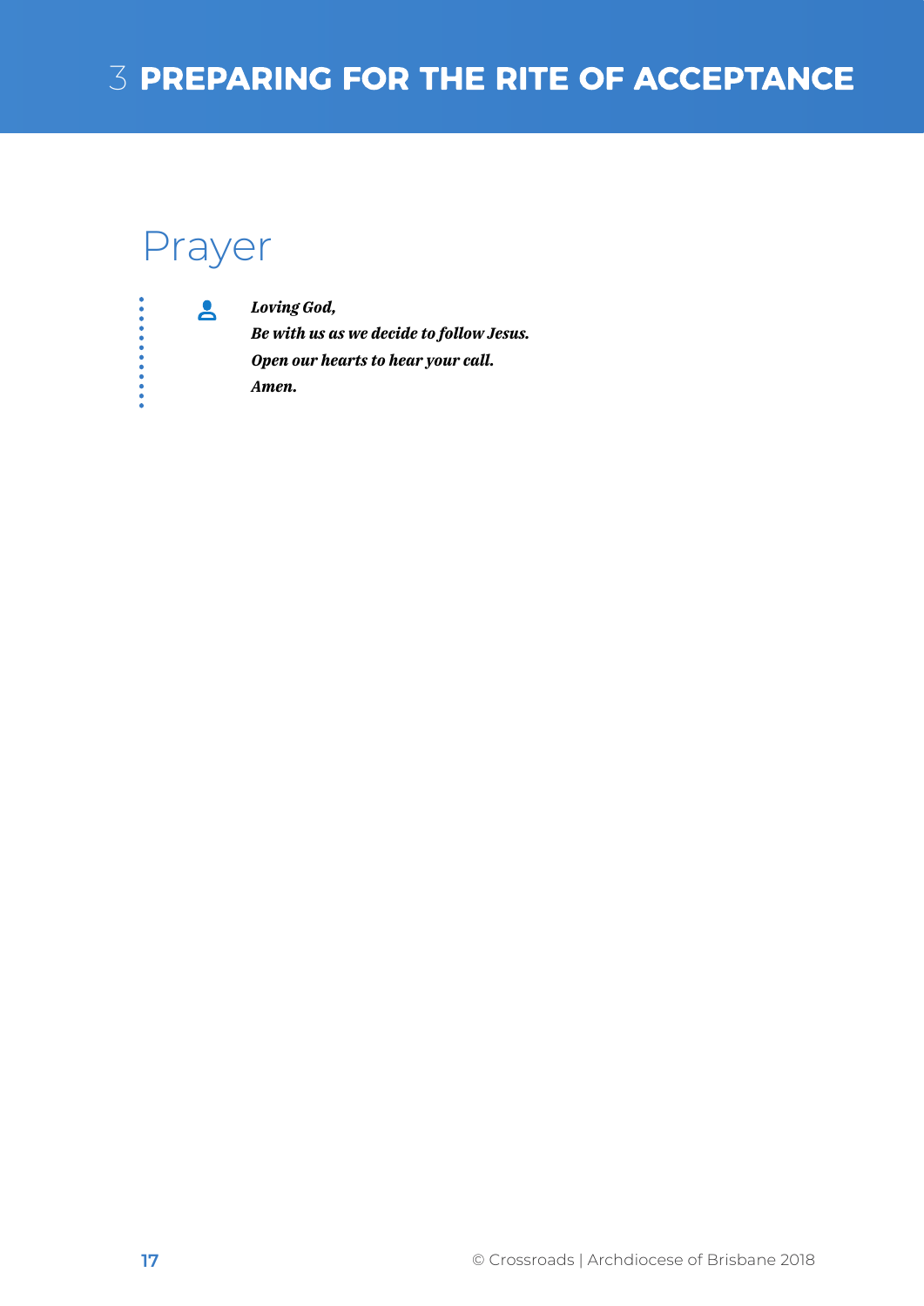# 3 PREPARING FOR THE RITE OF ACCEPTANCE

## Prayer

***Loving God,***
***Be with us as we decide to follow Jesus.***
***Open our hearts to hear your call.***
***Amen.***